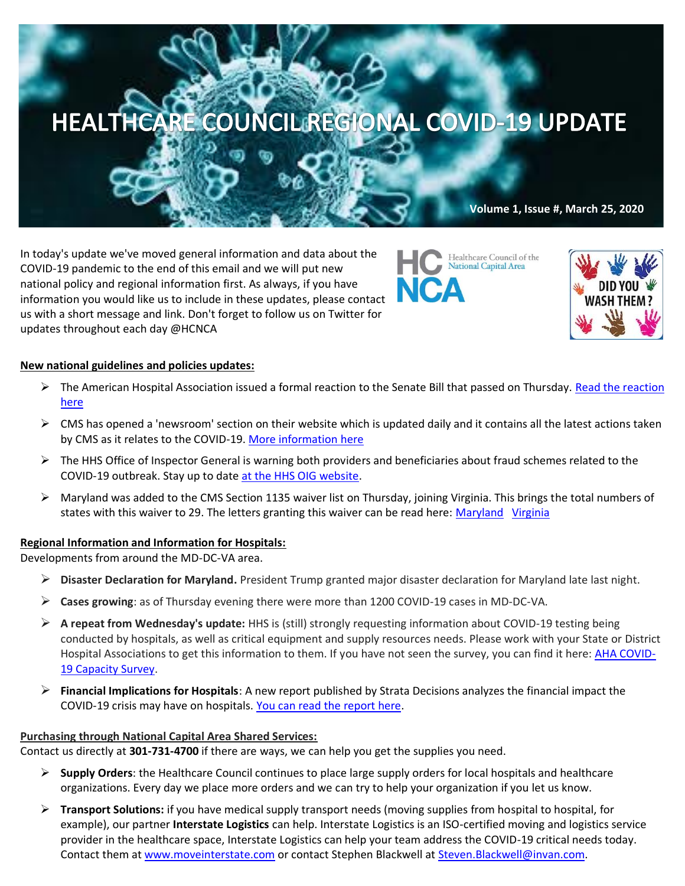# HEALTHCARE COUNCIL REGIONAL COVID-19 UPDATE

**Volume 1, Issue #, March 25, 2020**

In today's update we've moved general information and data about the COVID-19 pandemic to the end of this email and we will put new national policy and regional information first. As always, if you have information you would like us to include in these updates, please contact us with a short message and link. Don't forget to follow us on Twitter for updates throughout each day @HCNCA

HC NCA Healthcare Council of the National Capital Area

DID YOU WASH THEM?

**New national guidelines and policies updates:**

- The American Hospital Association issued a formal reaction to the Senate Bill that passed on Thursday. Read the reaction here
- CMS has opened a 'newsroom' section on their website which is updated daily and it contains all the latest actions taken by CMS as it relates to the COVID-19. More information here
- The HHS Office of Inspector General is warning both providers and beneficiaries about fraud schemes related to the COVID-19 outbreak. Stay up to date at the HHS OIG website.
- Maryland was added to the CMS Section 1135 waiver list on Thursday, joining Virginia. This brings the total numbers of states with this waiver to 29. The letters granting this waiver can be read here: Maryland Virginia

**Regional Information and Information for Hospitals:**

Developments from around the MD-DC-VA area.

- **Disaster Declaration for Maryland.** President Trump granted major disaster declaration for Maryland late last night.
- **Cases growing**: as of Thursday evening there were more than 1200 COVID-19 cases in MD-DC-VA.
- **A repeat from Wednesday's update:** HHS is (still) strongly requesting information about COVID-19 testing being conducted by hospitals, as well as critical equipment and supply resources needs. Please work with your State or District Hospital Associations to get this information to them. If you have not seen the survey, you can find it here: AHA COVID-19 Capacity Survey.
- **Financial Implications for Hospitals**: A new report published by Strata Decisions analyzes the financial impact the COVID-19 crisis may have on hospitals. You can read the report here.

**Purchasing through National Capital Area Shared Services:**

Contact us directly at **301-731-4700** if there are ways, we can help you get the supplies you need.

- **Supply Orders**: the Healthcare Council continues to place large supply orders for local hospitals and healthcare organizations. Every day we place more orders and we can try to help your organization if you let us know.
- **Transport Solutions:** if you have medical supply transport needs (moving supplies from hospital to hospital, for example), our partner **Interstate Logistics** can help. Interstate Logistics is an ISO-certified moving and logistics service provider in the healthcare space, Interstate Logistics can help your team address the COVID-19 critical needs today. Contact them at www.moveinterstate.com or contact Stephen Blackwell at Steven.Blackwell@invan.com.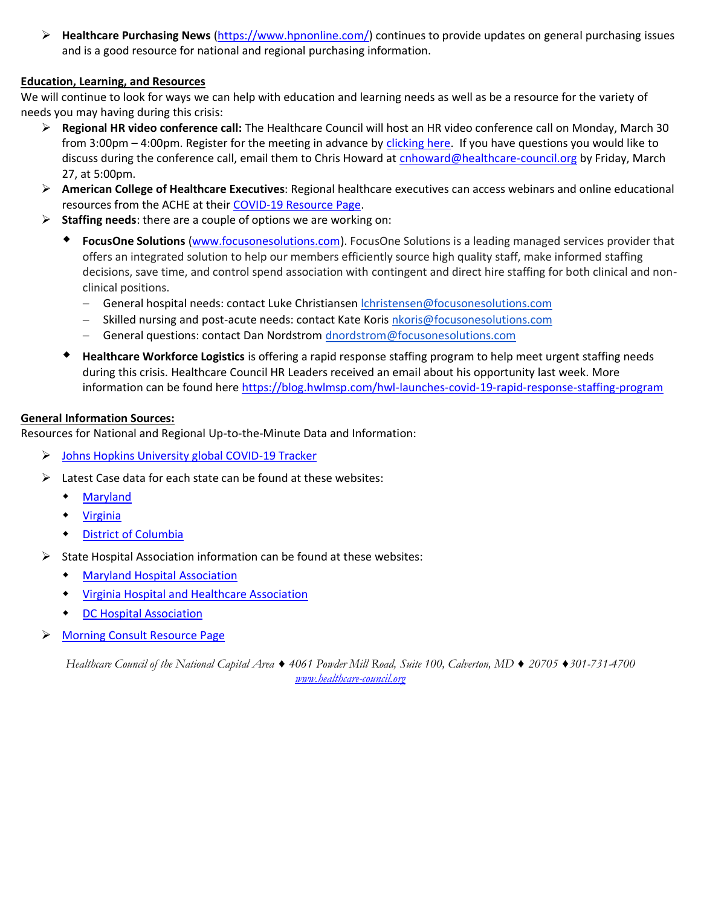- **Healthcare Purchasing News** (https://www.hpnonline.com/) continues to provide updates on general purchasing issues and is a good resource for national and regional purchasing information.

**Education, Learning, and Resources**

We will continue to look for ways we can help with education and learning needs as well as be a resource for the variety of needs you may having during this crisis:

- **Regional HR video conference call:** The Healthcare Council will host an HR video conference call on Monday, March 30 from 3:00pm – 4:00pm. Register for the meeting in advance by clicking here. If you have questions you would like to discuss during the conference call, email them to Chris Howard at cnhoward@healthcare-council.org by Friday, March 27, at 5:00pm.
- **American College of Healthcare Executives**: Regional healthcare executives can access webinars and online educational resources from the ACHE at their COVID-19 Resource Page.
- **Staffing needs**: there are a couple of options we are working on:
  - **FocusOne Solutions** (www.focusonesolutions.com). FocusOne Solutions is a leading managed services provider that offers an integrated solution to help our members efficiently source high quality staff, make informed staffing decisions, save time, and control spend association with contingent and direct hire staffing for both clinical and non-clinical positions.
    - General hospital needs: contact Luke Christiansen lchristensen@focusonesolutions.com
    - Skilled nursing and post-acute needs: contact Kate Koris nkoris@focusonesolutions.com
    - General questions: contact Dan Nordstrom dnordstrom@focusonesolutions.com
  - **Healthcare Workforce Logistics** is offering a rapid response staffing program to help meet urgent staffing needs during this crisis. Healthcare Council HR Leaders received an email about his opportunity last week. More information can be found here https://blog.hwlmsp.com/hwl-launches-covid-19-rapid-response-staffing-program

**General Information Sources:**

Resources for National and Regional Up-to-the-Minute Data and Information:

- Johns Hopkins University global COVID-19 Tracker
- Latest Case data for each state can be found at these websites:
  - Maryland
  - Virginia
  - District of Columbia
- State Hospital Association information can be found at these websites:
  - Maryland Hospital Association
  - Virginia Hospital and Healthcare Association
  - DC Hospital Association
- Morning Consult Resource Page

*Healthcare Council of the National Capital Area ♦ 4061 Powder Mill Road, Suite 100, Calverton, MD ♦ 20705 ♦301-731-4700*
*www.healthcare-council.org*